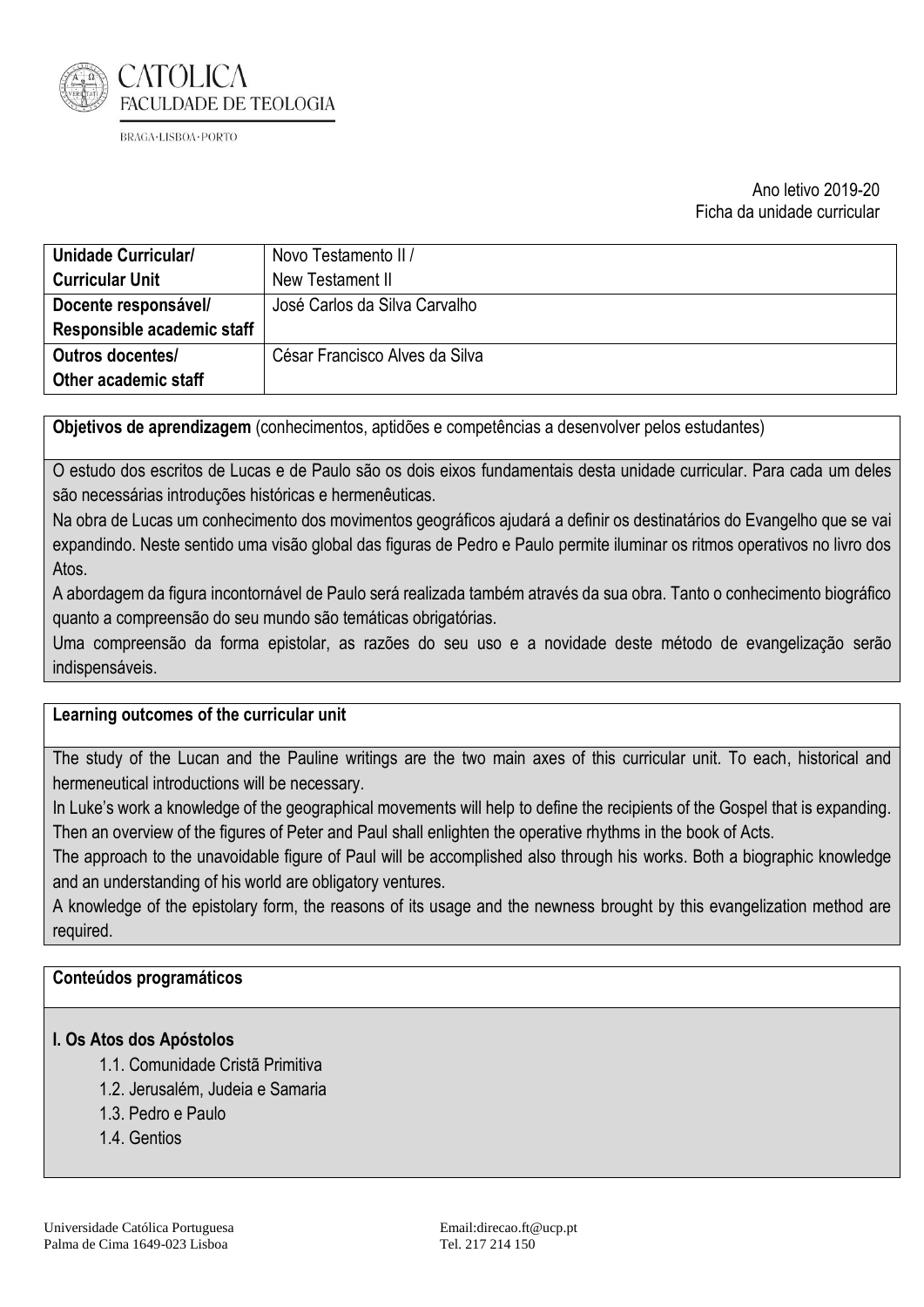Ano letivo 2019-20
Ficha da unidade curricular

| Unidade Curricular/ Curricular Unit | Novo Testamento II / New Testament II |
| --- | --- |
| Docente responsável/ Responsible academic staff | José Carlos da Silva Carvalho |
| Outros docentes/ Other academic staff | César Francisco Alves da Silva |

**Objetivos de aprendizagem** (conhecimentos, aptidões e competências a desenvolver pelos estudantes)

O estudo dos escritos de Lucas e de Paulo são os dois eixos fundamentais desta unidade curricular. Para cada um deles são necessárias introduções históricas e hermenêuticas.

Na obra de Lucas um conhecimento dos movimentos geográficos ajudará a definir os destinatários do Evangelho que se vai expandindo. Neste sentido uma visão global das figuras de Pedro e Paulo permite iluminar os ritmos operativos no livro dos Atos.

A abordagem da figura incontornável de Paulo será realizada também através da sua obra. Tanto o conhecimento biográfico quanto a compreensão do seu mundo são temáticas obrigatórias.

Uma compreensão da forma epistolar, as razões do seu uso e a novidade deste método de evangelização serão indispensáveis.

**Learning outcomes of the curricular unit**

The study of the Lucan and the Pauline writings are the two main axes of this curricular unit. To each, historical and hermeneutical introductions will be necessary.

In Luke's work a knowledge of the geographical movements will help to define the recipients of the Gospel that is expanding. Then an overview of the figures of Peter and Paul shall enlighten the operative rhythms in the book of Acts.

The approach to the unavoidable figure of Paul will be accomplished also through his works. Both a biographic knowledge and an understanding of his world are obligatory ventures.

A knowledge of the epistolary form, the reasons of its usage and the newness brought by this evangelization method are required.

**Conteúdos programáticos**

**I. Os Atos dos Apóstolos**

- 1.1. Comunidade Cristã Primitiva
- 1.2. Jerusalém, Judeia e Samaria
- 1.3. Pedro e Paulo
- 1.4. Gentios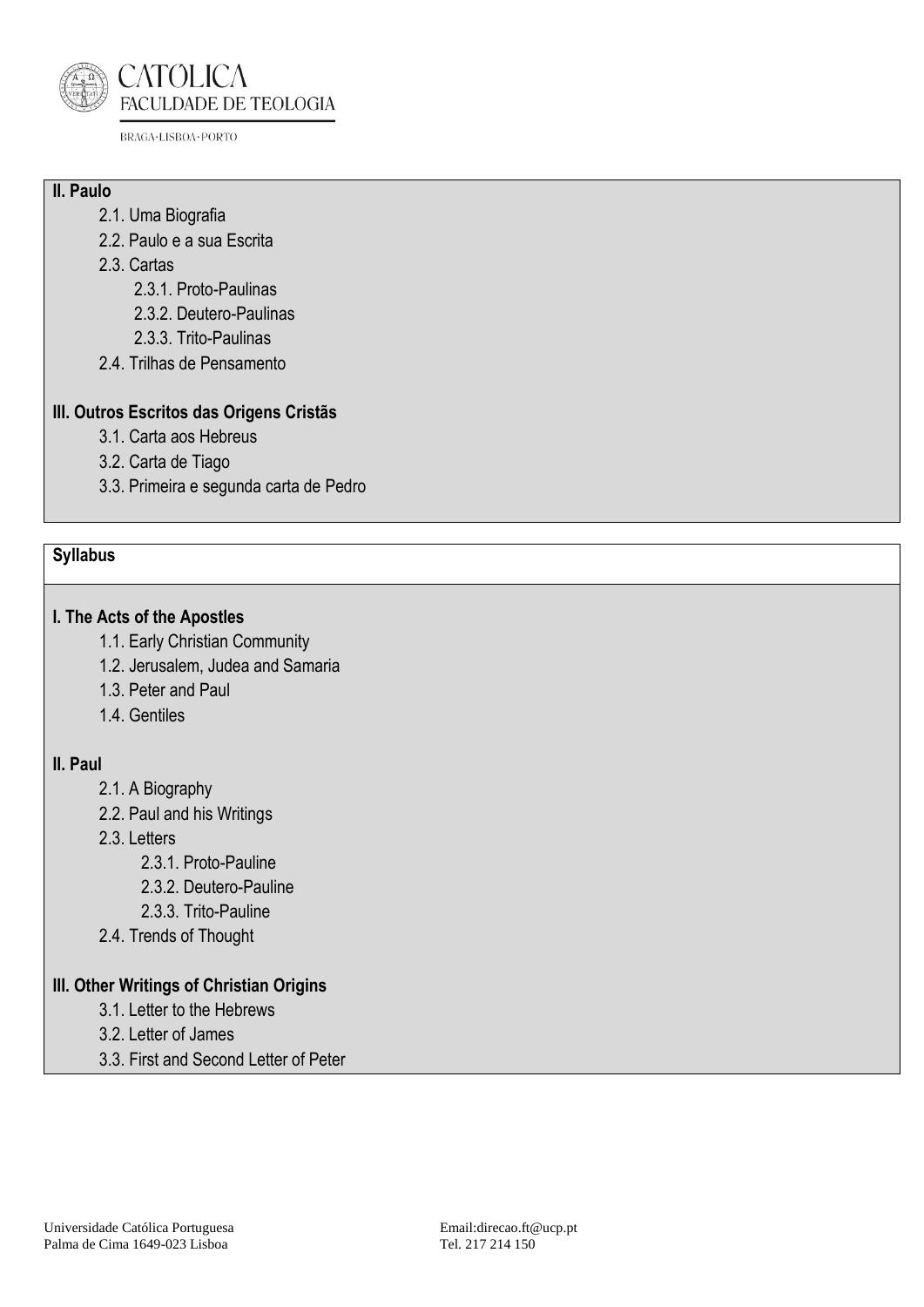**II. Paulo**

- 2.1. Uma Biografia
- 2.2. Paulo e a sua Escrita
- 2.3. Cartas
  - 2.3.1. Proto-Paulinas
  - 2.3.2. Deutero-Paulinas
  - 2.3.3. Trito-Paulinas
- 2.4. Trilhas de Pensamento

**III. Outros Escritos das Origens Cristãs**

- 3.1. Carta aos Hebreus
- 3.2. Carta de Tiago
- 3.3. Primeira e segunda carta de Pedro

**Syllabus**

**I. The Acts of the Apostles**

- 1.1. Early Christian Community
- 1.2. Jerusalem, Judea and Samaria
- 1.3. Peter and Paul
- 1.4. Gentiles

**II. Paul**

- 2.1. A Biography
- 2.2. Paul and his Writings
- 2.3. Letters
  - 2.3.1. Proto-Pauline
  - 2.3.2. Deutero-Pauline
  - 2.3.3. Trito-Pauline
- 2.4. Trends of Thought

**III. Other Writings of Christian Origins**

- 3.1. Letter to the Hebrews
- 3.2. Letter of James
- 3.3. First and Second Letter of Peter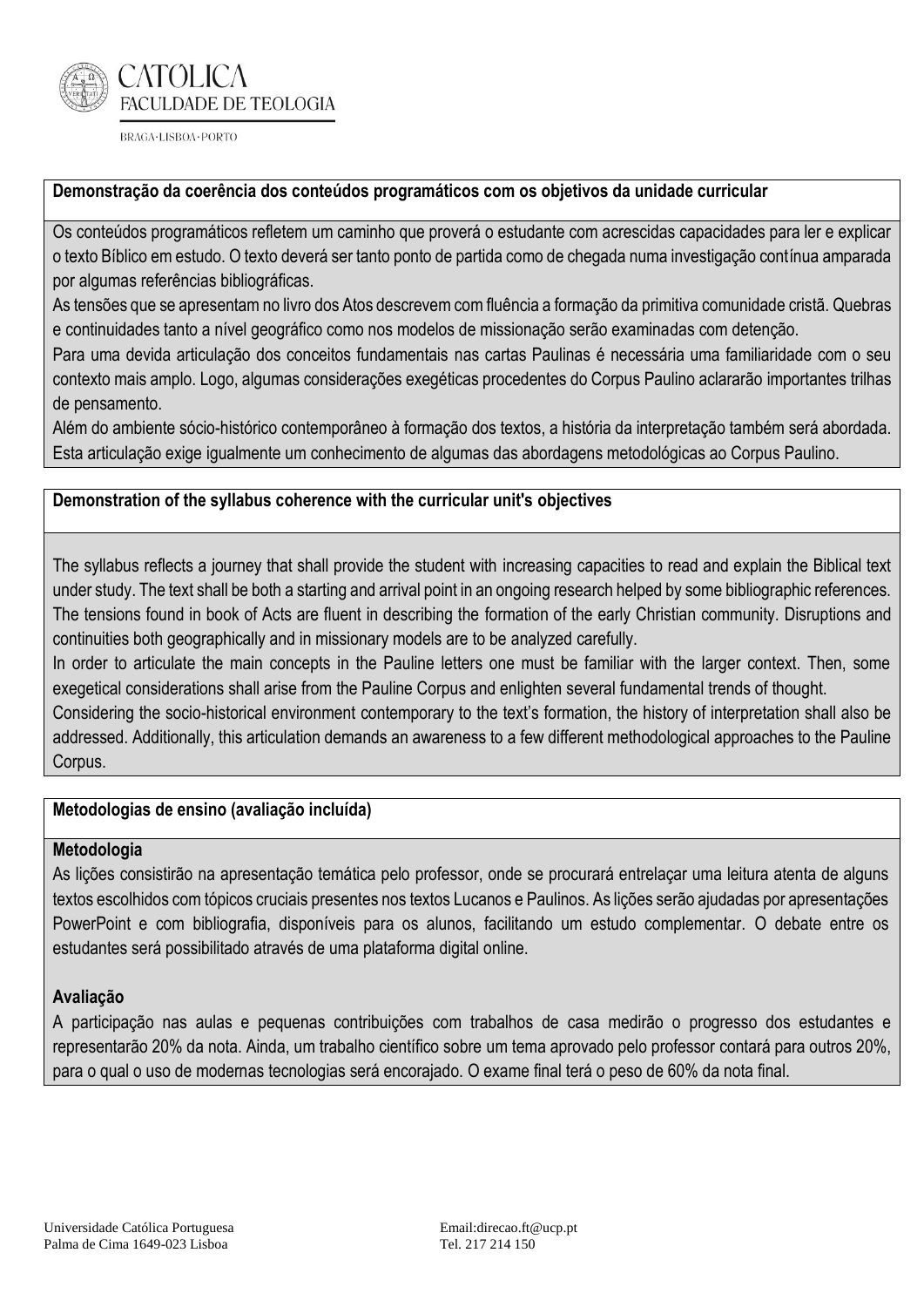**Demonstração da coerência dos conteúdos programáticos com os objetivos da unidade curricular**

Os conteúdos programáticos refletem um caminho que proverá o estudante com acrescidas capacidades para ler e explicar o texto Bíblico em estudo. O texto deverá ser tanto ponto de partida como de chegada numa investigação contínua amparada por algumas referências bibliográficas.
As tensões que se apresentam no livro dos Atos descrevem com fluência a formação da primitiva comunidade cristã. Quebras e continuidades tanto a nível geográfico como nos modelos de missionação serão examinadas com detenção.
Para uma devida articulação dos conceitos fundamentais nas cartas Paulinas é necessária uma familiaridade com o seu contexto mais amplo. Logo, algumas considerações exegéticas procedentes do Corpus Paulino aclararão importantes trilhas de pensamento.
Além do ambiente sócio-histórico contemporâneo à formação dos textos, a história da interpretação também será abordada. Esta articulação exige igualmente um conhecimento de algumas das abordagens metodológicas ao Corpus Paulino.

**Demonstration of the syllabus coherence with the curricular unit's objectives**

The syllabus reflects a journey that shall provide the student with increasing capacities to read and explain the Biblical text under study. The text shall be both a starting and arrival point in an ongoing research helped by some bibliographic references. The tensions found in book of Acts are fluent in describing the formation of the early Christian community. Disruptions and continuities both geographically and in missionary models are to be analyzed carefully.
In order to articulate the main concepts in the Pauline letters one must be familiar with the larger context. Then, some exegetical considerations shall arise from the Pauline Corpus and enlighten several fundamental trends of thought.
Considering the socio-historical environment contemporary to the text's formation, the history of interpretation shall also be addressed. Additionally, this articulation demands an awareness to a few different methodological approaches to the Pauline Corpus.

**Metodologias de ensino (avaliação incluída)**

**Metodologia**
As lições consistirão na apresentação temática pelo professor, onde se procurará entrelaçar uma leitura atenta de alguns textos escolhidos com tópicos cruciais presentes nos textos Lucanos e Paulinos. As lições serão ajudadas por apresentações PowerPoint e com bibliografia, disponíveis para os alunos, facilitando um estudo complementar. O debate entre os estudantes será possibilitado através de uma plataforma digital online.

**Avaliação**
A participação nas aulas e pequenas contribuições com trabalhos de casa medirão o progresso dos estudantes e representarão 20% da nota. Ainda, um trabalho científico sobre um tema aprovado pelo professor contará para outros 20%, para o qual o uso de modernas tecnologias será encorajado. O exame final terá o peso de 60% da nota final.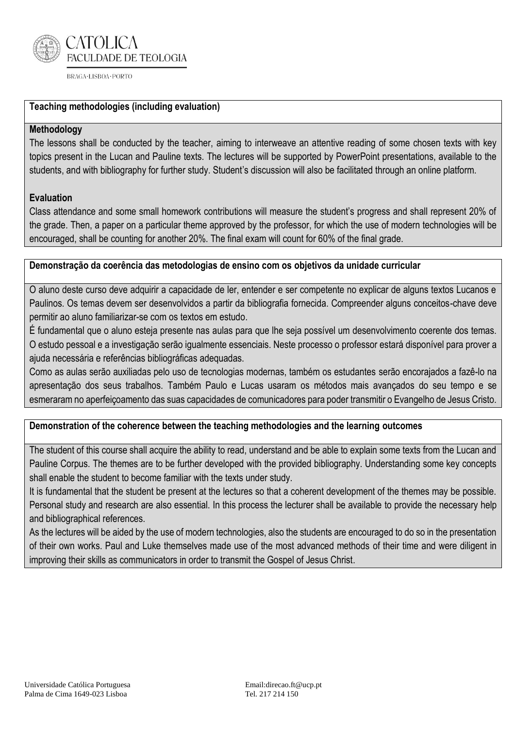### Teaching methodologies (including evaluation)

**Methodology**

The lessons shall be conducted by the teacher, aiming to interweave an attentive reading of some chosen texts with key topics present in the Lucan and Pauline texts. The lectures will be supported by PowerPoint presentations, available to the students, and with bibliography for further study. Student's discussion will also be facilitated through an online platform.

**Evaluation**

Class attendance and some small homework contributions will measure the student's progress and shall represent 20% of the grade. Then, a paper on a particular theme approved by the professor, for which the use of modern technologies will be encouraged, shall be counting for another 20%. The final exam will count for 60% of the final grade.

### Demonstração da coerência das metodologias de ensino com os objetivos da unidade curricular

O aluno deste curso deve adquirir a capacidade de ler, entender e ser competente no explicar de alguns textos Lucanos e Paulinos. Os temas devem ser desenvolvidos a partir da bibliografia fornecida. Compreender alguns conceitos-chave deve permitir ao aluno familiarizar-se com os textos em estudo.

É fundamental que o aluno esteja presente nas aulas para que lhe seja possível um desenvolvimento coerente dos temas. O estudo pessoal e a investigação serão igualmente essenciais. Neste processo o professor estará disponível para prover a ajuda necessária e referências bibliográficas adequadas.

Como as aulas serão auxiliadas pelo uso de tecnologias modernas, também os estudantes serão encorajados a fazê-lo na apresentação dos seus trabalhos. Também Paulo e Lucas usaram os métodos mais avançados do seu tempo e se esmeraram no aperfeiçoamento das suas capacidades de comunicadores para poder transmitir o Evangelho de Jesus Cristo.

### Demonstration of the coherence between the teaching methodologies and the learning outcomes

The student of this course shall acquire the ability to read, understand and be able to explain some texts from the Lucan and Pauline Corpus. The themes are to be further developed with the provided bibliography. Understanding some key concepts shall enable the student to become familiar with the texts under study.

It is fundamental that the student be present at the lectures so that a coherent development of the themes may be possible. Personal study and research are also essential. In this process the lecturer shall be available to provide the necessary help and bibliographical references.

As the lectures will be aided by the use of modern technologies, also the students are encouraged to do so in the presentation of their own works. Paul and Luke themselves made use of the most advanced methods of their time and were diligent in improving their skills as communicators in order to transmit the Gospel of Jesus Christ.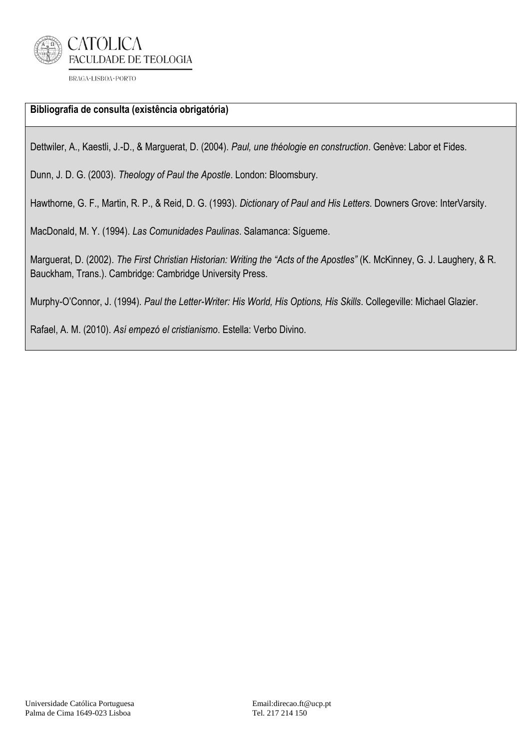**Bibliografia de consulta (existência obrigatória)**

Dettwiler, A., Kaestli, J.-D., & Marguerat, D. (2004). *Paul, une théologie en construction*. Genève: Labor et Fides.

Dunn, J. D. G. (2003). *Theology of Paul the Apostle*. London: Bloomsbury.

Hawthorne, G. F., Martin, R. P., & Reid, D. G. (1993). *Dictionary of Paul and His Letters*. Downers Grove: InterVarsity.

MacDonald, M. Y. (1994). *Las Comunidades Paulinas*. Salamanca: Sígueme.

Marguerat, D. (2002). *The First Christian Historian: Writing the "Acts of the Apostles"* (K. McKinney, G. J. Laughery, & R. Bauckham, Trans.). Cambridge: Cambridge University Press.

Murphy-O'Connor, J. (1994). *Paul the Letter-Writer: His World, His Options, His Skills*. Collegeville: Michael Glazier.

Rafael, A. M. (2010). *Así empezó el cristianismo*. Estella: Verbo Divino.